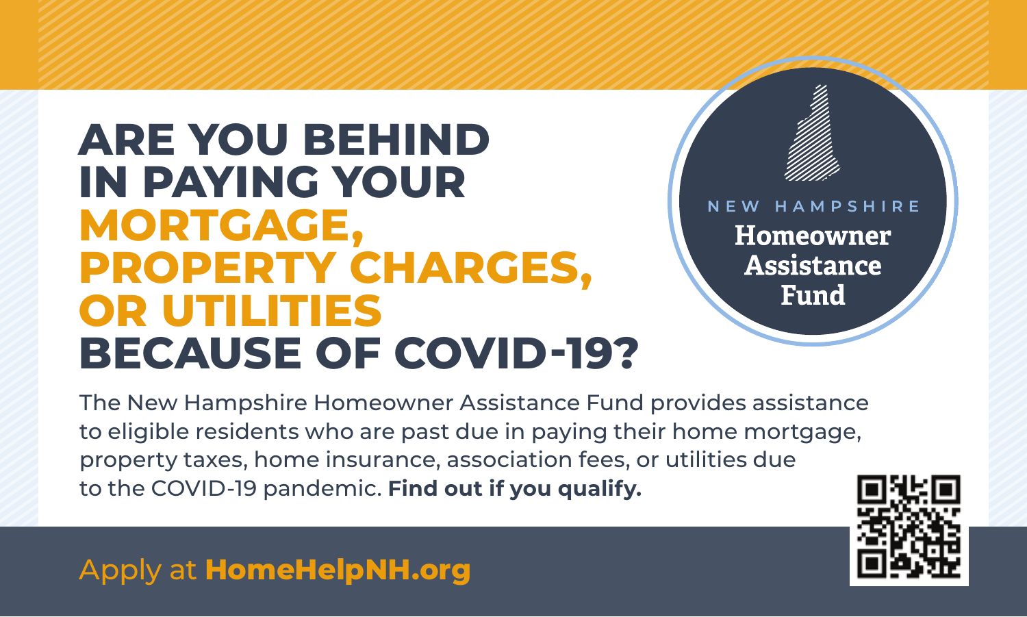# ARE YOU BEHIND IN PAYING YOUR MORTGAGE, PROPERTY CHARGES, OR UTILITIES BECAUSE OF COVID-19?

NEW HAMPSHIRE
**Homeowner Assistance Fund**

The New Hampshire Homeowner Assistance Fund provides assistance to eligible residents who are past due in paying their home mortgage, property taxes, home insurance, association fees, or utilities due to the COVID-19 pandemic. **Find out if you qualify.**

Apply at **HomeHelpNH.org**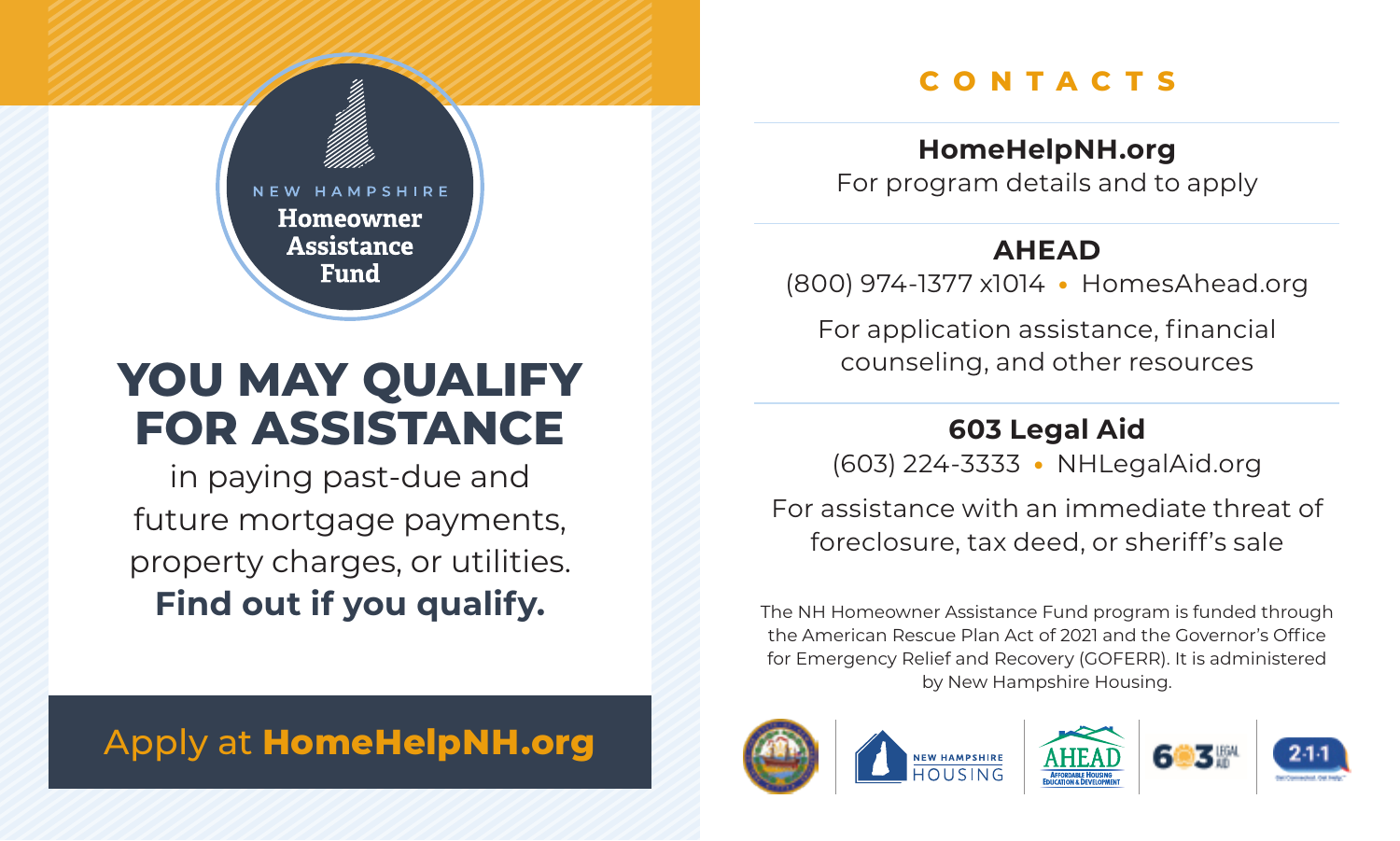NEW HAMPSHIRE

**Homeowner Assistance Fund**

# YOU MAY QUALIFY FOR ASSISTANCE

in paying past-due and future mortgage payments, property charges, or utilities.

**Find out if you qualify.**

Apply at **HomeHelpNH.org**

## CONTACTS

**HomeHelpNH.org**

For program details and to apply

**AHEAD**

(800) 974-1377 x1014 • HomesAhead.org

For application assistance, financial counseling, and other resources

**603 Legal Aid**

(603) 224-3333 • NHLegalAid.org

For assistance with an immediate threat of foreclosure, tax deed, or sheriff's sale

The NH Homeowner Assistance Fund program is funded through the American Rescue Plan Act of 2021 and the Governor's Office for Emergency Relief and Recovery (GOFERR). It is administered by New Hampshire Housing.

NEW HAMPSHIRE HOUSING

AHEAD AFFORDABLE HOUSING EDUCATION & DEVELOPMENT

603 LEGAL AID

2-1-1